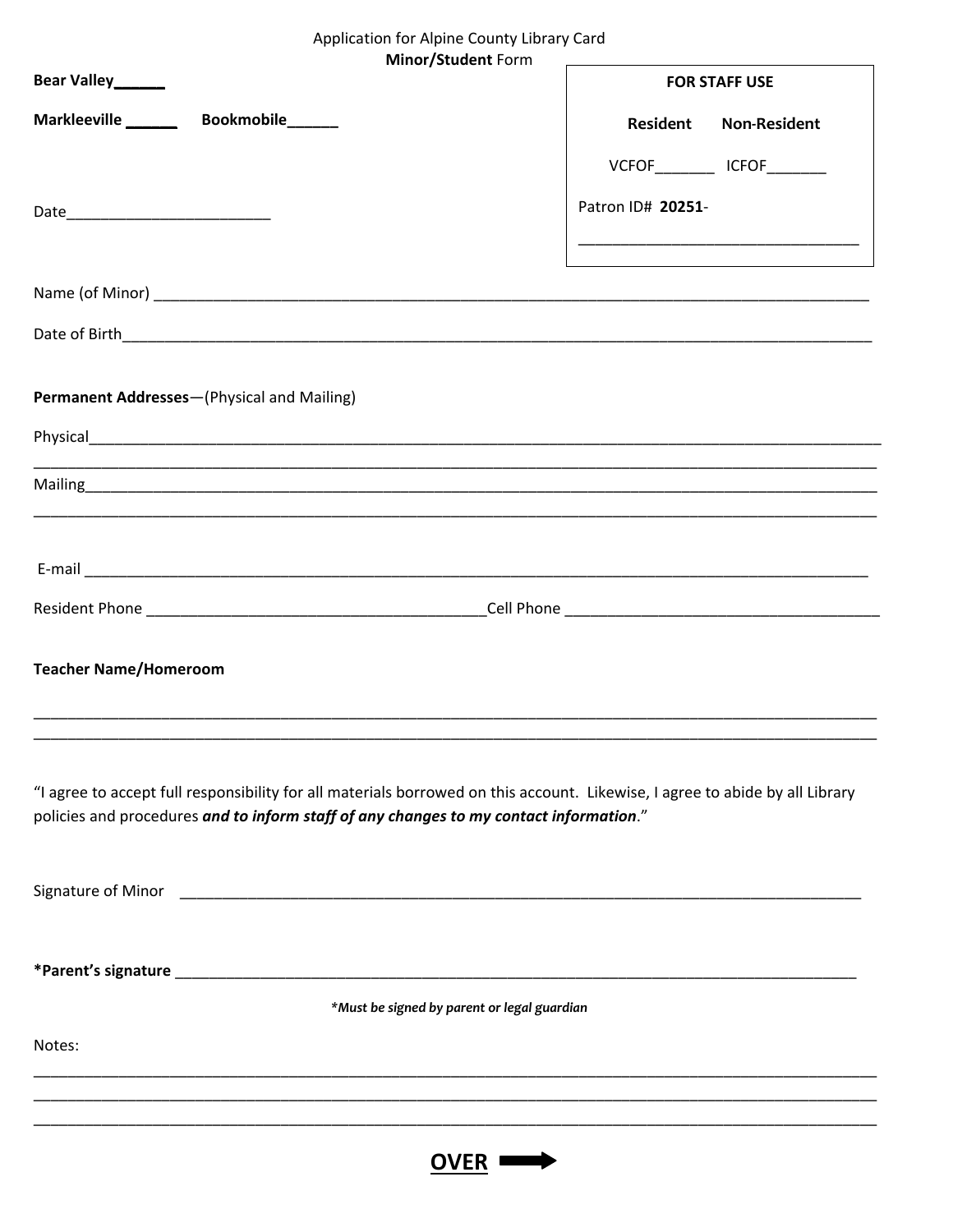Application for Alpine County Library Card
**Minor/Student** Form

**Bear Valley______**

**Markleeville ______**   **Bookmobile______**

Date________________________

| **FOR STAFF USE** | |
|---|---|
| **Resident** | **Non-Resident** |
| VCFOF_______ | ICFOF_______ |
| Patron ID# **20251**- | |
| _________________________________ | |

Name (of Minor) ______________________________________________________________________________________

Date of Birth__________________________________________________________________________________________

**Permanent Addresses**—(Physical and Mailing)

Physical______________________________________________________________________________________________
______________________________________________________________________________________________________

Mailing_______________________________________________________________________________________________
______________________________________________________________________________________________________

E-mail ________________________________________________________________________________________________

Resident Phone ________________________________________Cell Phone _____________________________________

**Teacher Name/Homeroom**

______________________________________________________________________________________________________
______________________________________________________________________________________________________

"I agree to accept full responsibility for all materials borrowed on this account. Likewise, I agree to abide by all Library policies and procedures ***and to inform staff of any changes to my contact information***."

Signature of Minor ________________________________________________________________________________

***Parent's signature** ________________________________________________________________________________

***Must be signed by parent or legal guardian***

Notes:
______________________________________________________________________________________________________
______________________________________________________________________________________________________
______________________________________________________________________________________________________

**OVER** ➡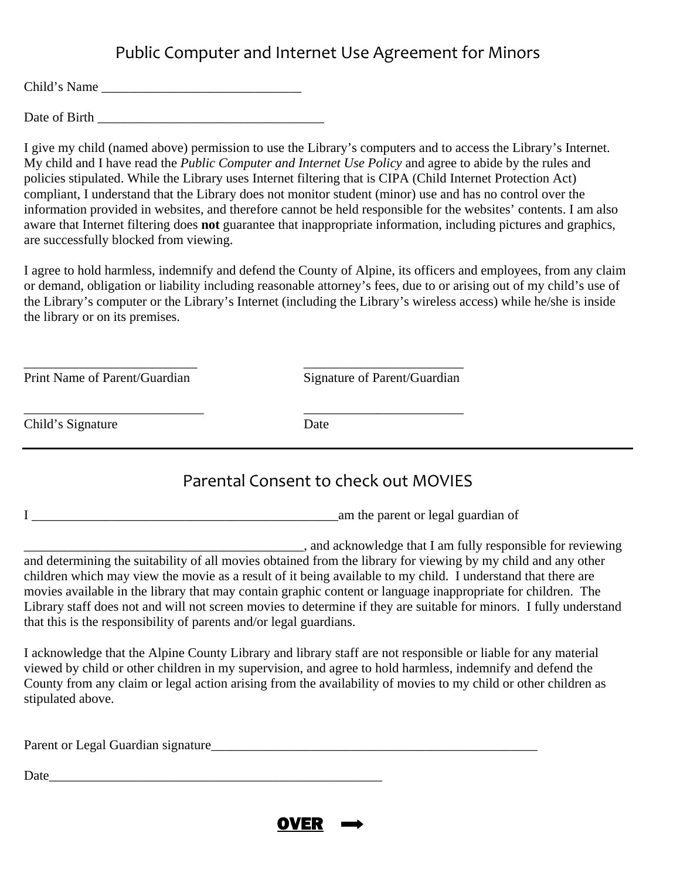# Public Computer and Internet Use Agreement for Minors

Child's Name ______________________________

Date of Birth __________________________________

I give my child (named above) permission to use the Library's computers and to access the Library's Internet. My child and I have read the *Public Computer and Internet Use Policy* and agree to abide by the rules and policies stipulated. While the Library uses Internet filtering that is CIPA (Child Internet Protection Act) compliant, I understand that the Library does not monitor student (minor) use and has no control over the information provided in websites, and therefore cannot be held responsible for the websites' contents. I am also aware that Internet filtering does **not** guarantee that inappropriate information, including pictures and graphics, are successfully blocked from viewing.

I agree to hold harmless, indemnify and defend the County of Alpine, its officers and employees, from any claim or demand, obligation or liability including reasonable attorney's fees, due to or arising out of my child's use of the Library's computer or the Library's Internet (including the Library's wireless access) while he/she is inside the library or on its premises.

__________________________ Print Name of Parent/Guardian

________________________ Signature of Parent/Guardian

___________________________ Child's Signature

________________________ Date

---

# Parental Consent to check out MOVIES

I _______________________________________________am the parent or legal guardian of

__________________________________________, and acknowledge that I am fully responsible for reviewing and determining the suitability of all movies obtained from the library for viewing by my child and any other children which may view the movie as a result of it being available to my child. I understand that there are movies available in the library that may contain graphic content or language inappropriate for children. The Library staff does not and will not screen movies to determine if they are suitable for minors. I fully understand that this is the responsibility of parents and/or legal guardians.

I acknowledge that the Alpine County Library and library staff are not responsible or liable for any material viewed by child or other children in my supervision, and agree to hold harmless, indemnify and defend the County from any claim or legal action arising from the availability of movies to my child or other children as stipulated above.

Parent or Legal Guardian signature__________________________________________________

Date___________________________________________________

**OVER** ➡